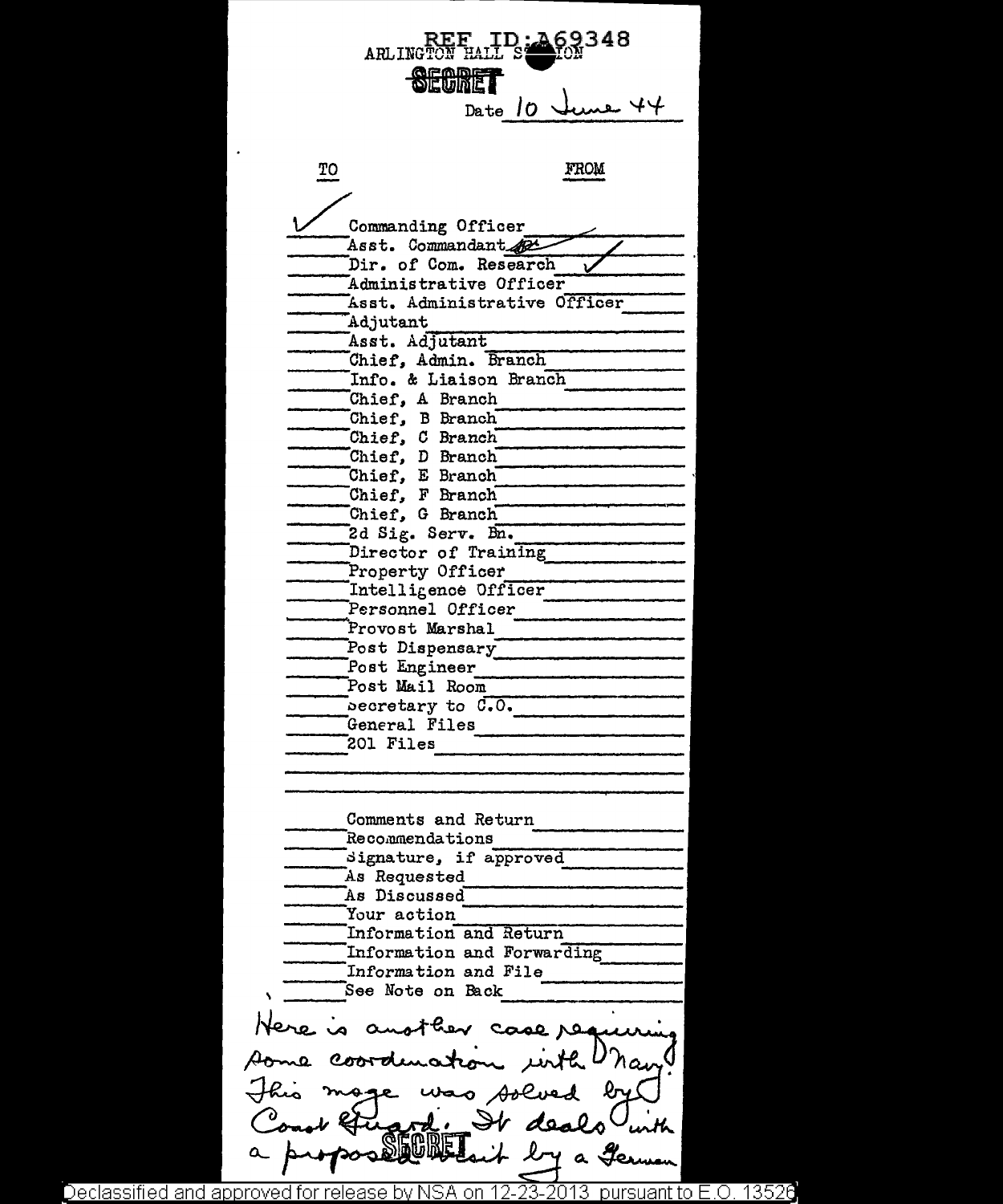REF ID:A69348

ARLINGTON HALL STATION

SECRET

Date 10 June 44

| TO | | FROM |
|---|---|---|
| ✓ | Commanding Officer | |
| | Asst. Commandant | ✓ |
| | Dir. of Com. Research | ✓ |
| | Administrative Officer | |
| | Asst. Administrative Officer | |
| | Adjutant | |
| | Asst. Adjutant | |
| | Chief, Admin. Branch | |
| | Info. & Liaison Branch | |
| | Chief, A Branch | |
| | Chief, B Branch | |
| | Chief, C Branch | |
| | Chief, D Branch | |
| | Chief, E Branch | |
| | Chief, F Branch | |
| | Chief, G Branch | |
| | 2d Sig. Serv. Bn. | |
| | Director of Training | |
| | Property Officer | |
| | Intelligence Officer | |
| | Personnel Officer | |
| | Provost Marshal | |
| | Post Dispensary | |
| | Post Engineer | |
| | Post Mail Room | |
| | Secretary to C.O. | |
| | General Files | |
| | 201 Files | |

- Comments and Return
- Recommendations
- Signature, if approved
- As Requested
- As Discussed
- Your action
- Information and Return
- Information and Forwarding
- Information and File
- See Note on Back

Here is another case requiring some coordination with Navy. This msge was solved by Coast Guard. It deals with a proposed visit by a German

SECRET

Declassified and approved for release by NSA on 12-23-2013 pursuant to E.O. 13526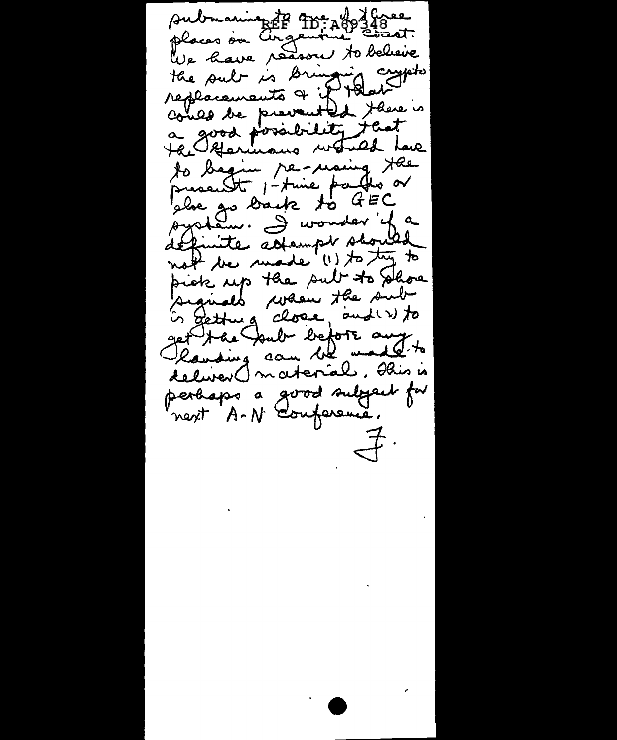submarine to one of three places on Argentine coast. We have reason to believe the sub is bringing crypto replacements & if that could be prevented there is a good possibility that the Germans would have to begin re-using the present 1-time pads or else go back to GEC system. I wonder if a definite attempt should not be made (1) to try to pick up the sub to shore signals when the sub is getting close, and (2) to get the sub before any landing can be made to deliver material. This is perhaps a good subject for next A-N Conference.

F.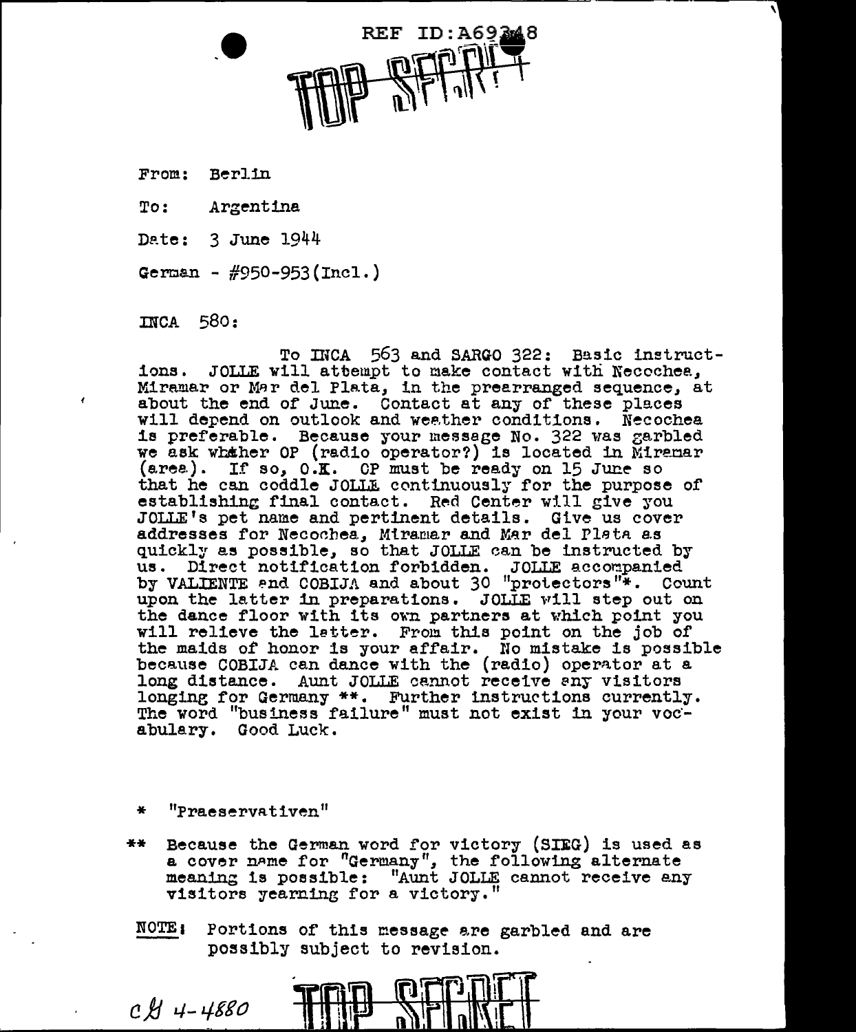REF ID:A69348

TOP SECRET

From: Berlin

To: Argentina

Date: 3 June 1944

German - #950-953(Incl.)

INCA 580:

To INCA 563 and SARGO 322: Basic instructions. JOLLE will attempt to make contact with Necochea, Miramar or Mar del Plata, in the prearranged sequence, at about the end of June. Contact at any of these places will depend on outlook and weather conditions. Necochea is preferable. Because your message No. 322 was garbled we ask whether OP (radio operator?) is located in Miramar (area). If so, O.K. OP must be ready on 15 June so that he can coddle JOLLE continuously for the purpose of establishing final contact. Red Center will give you JOLLE's pet name and pertinent details. Give us cover addresses for Necochea, Miramar and Mar del Plata as quickly as possible, so that JOLLE can be instructed by us. Direct notification forbidden. JOLLE accompanied by VALIENTE and COBIJA and about 30 "protectors"*. Count upon the latter in preparations. JOLLE will step out on the dance floor with its own partners at which point you will relieve the latter. From this point on the job of the maids of honor is your affair. No mistake is possible because COBIJA can dance with the (radio) operator at a long distance. Aunt JOLLE cannot receive any visitors longing for Germany **. Further instructions currently. The word "business failure" must not exist in your vocabulary. Good Luck.

\* "Praeservativen"

\*\* Because the German word for victory (SIEG) is used as a cover name for "Germany", the following alternate meaning is possible: "Aunt JOLLE cannot receive any visitors yearning for a victory."

NOTE: Portions of this message are garbled and are possibly subject to revision.

CB 4-4880

TOP SECRET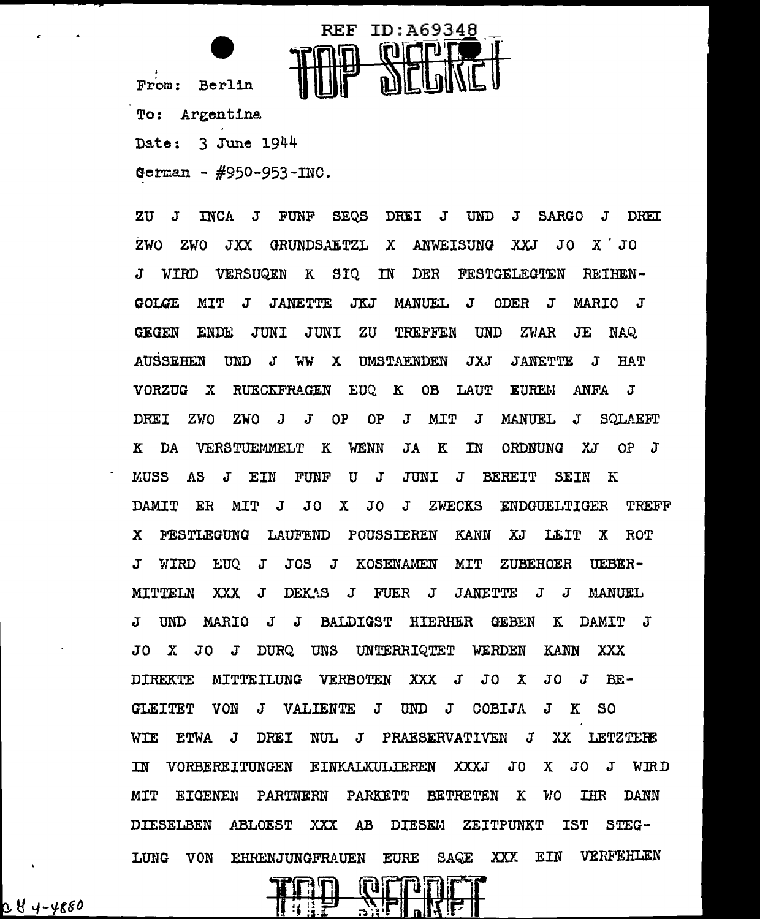REF ID:A69348

TOP SECRET

From: Berlin

To: Argentina

Date: 3 June 1944

German - #950-953-INC.

ZU J INCA J FUNF SEQS DREI J UND J SARGO J DREI ZWO ZWO JXX GRUNDSAETZL X ANWEISUNG XXJ JO X JO J WIRD VERSUQEN K SIQ IN DER FESTGELEGTEN REIHEN-GOLGE MIT J JANETTE JKJ MANUEL J ODER J MARIO J GEGEN ENDE JUNI JUNI ZU TREFFEN UND ZWAR JE NAQ AUSSEHEN UND J WW X UMSTAENDEN JXJ JANETTE J HAT VORZUG X RUECKFRAGEN EUQ K OB LAUT EUREM ANFA J DREI ZWO ZWO J J OP OP J MIT J MANUEL J SQLAEFT K DA VERSTUEMMELT K WENN JA K IN ORDNUNG XJ OP J MUSS AS J EIN FUNF U J JUNI J BEREIT SEIN K DAMIT ER MIT J JO X JO J ZWECKS ENDGUELTIGER TREFF X FESTLEGUNG LAUFEND POUSSIEREN KANN XJ LEIT X ROT J WIRD EUQ J JOS J KOSENAMEN MIT ZUBEHOER UEBER-MITTELN XXX J DEKAS J FUER J JANETTE J J MANUEL J UND MARIO J J BALDIGST HIERHER GEBEN K DAMIT J JO X JO J DURQ UNS UNTERRIQTET WERDEN KANN XXX DIREKTE MITTEILUNG VERBOTEN XXX J JO X JO J BE-GLEITET VON J VALIENTE J UND J COBIJA J K SO WIE ETWA J DREI NUL J PRAESERVATIVEN J XX LETZTERE IN VORBEREITUNGEN EINKALKULIEREN XXXJ JO X JO J WIRD MIT EIGENEN PARTNERN PARKETT BETRETEN K WO IHR DANN DIESELBEN ABLOEST XXX AB DIESEM ZEITPUNKT IST STEG-LUNG VON EHRENJUNGFRAUEN EURE SAQE XXX EIN VERFEHLEN

TOP SECRET

CY 4-4880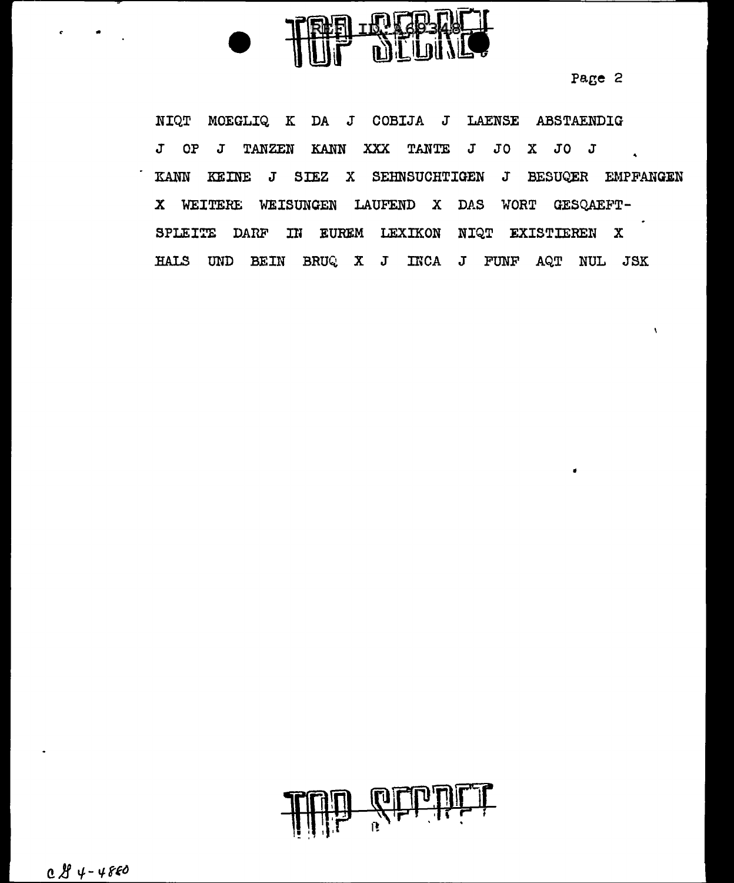TOP SECRET

REF ID:A69348

NIQT MOEGLIQ K DA J COBIJA J LAENSE ABSTAENDIG

J OP J TANZEN KANN XXX TANTE J JO X JO J

KANN KEINE J SIEZ X SEHNSUCHTIGEN J BESUQER EMPFANGEN

X WEITERE WEISUNGEN LAUFEND X DAS WORT GESQAEFT-

SPLEITE DARF IN EUREM LEXIKON NIQT EXISTIEREN X

HALS UND BEIN BRUQ X J INCA J FUNF AQT NUL JSK

TOP SECRET

c 8 4-4880